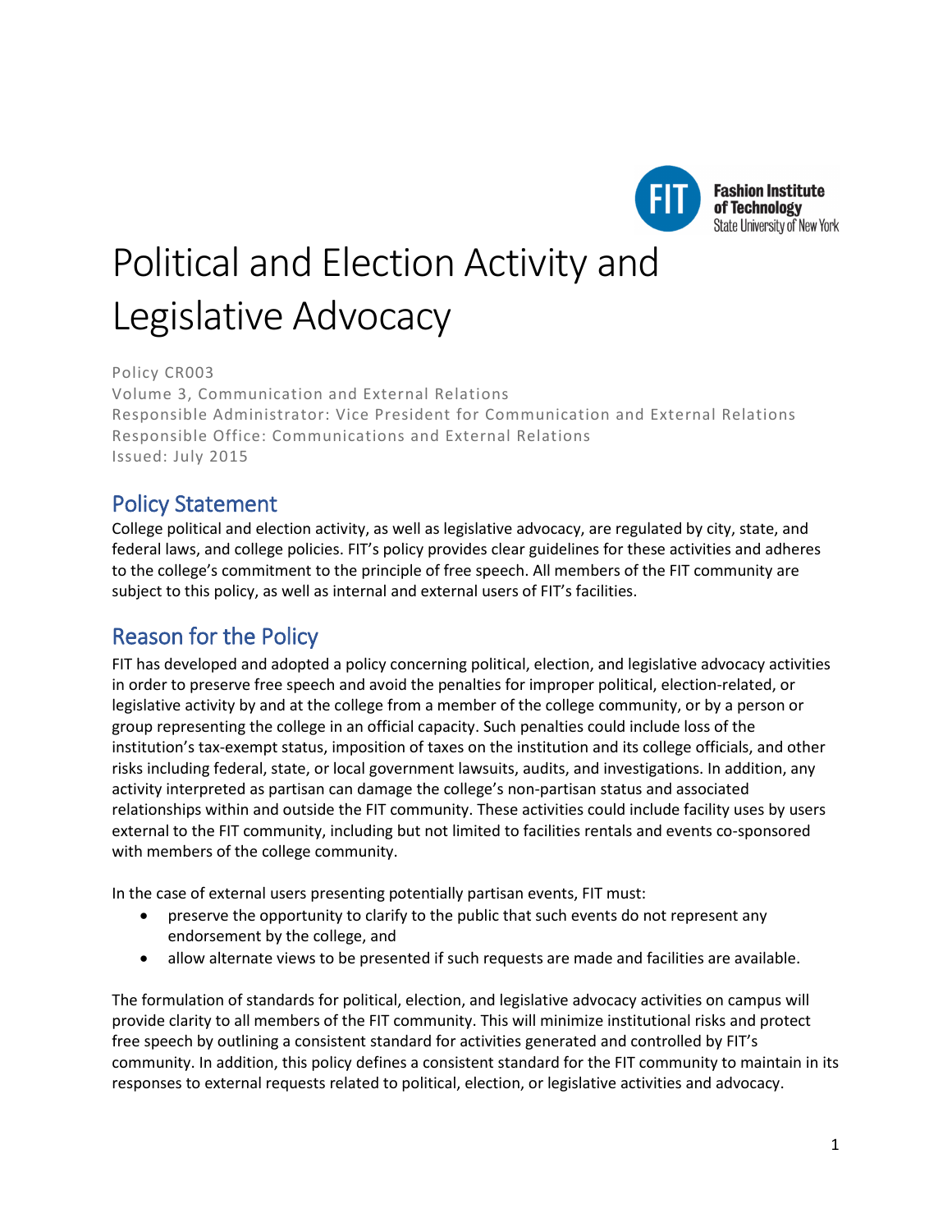# Political and Election Activity and Legislative Advocacy

Policy CR003
Volume 3, Communication and External Relations
Responsible Administrator: Vice President for Communication and External Relations
Responsible Office: Communications and External Relations
Issued: July 2015

## Policy Statement

College political and election activity, as well as legislative advocacy, are regulated by city, state, and federal laws, and college policies. FIT's policy provides clear guidelines for these activities and adheres to the college's commitment to the principle of free speech. All members of the FIT community are subject to this policy, as well as internal and external users of FIT's facilities.

## Reason for the Policy

FIT has developed and adopted a policy concerning political, election, and legislative advocacy activities in order to preserve free speech and avoid the penalties for improper political, election-related, or legislative activity by and at the college from a member of the college community, or by a person or group representing the college in an official capacity. Such penalties could include loss of the institution's tax-exempt status, imposition of taxes on the institution and its college officials, and other risks including federal, state, or local government lawsuits, audits, and investigations. In addition, any activity interpreted as partisan can damage the college's non-partisan status and associated relationships within and outside the FIT community. These activities could include facility uses by users external to the FIT community, including but not limited to facilities rentals and events co-sponsored with members of the college community.

In the case of external users presenting potentially partisan events, FIT must:

- preserve the opportunity to clarify to the public that such events do not represent any endorsement by the college, and
- allow alternate views to be presented if such requests are made and facilities are available.

The formulation of standards for political, election, and legislative advocacy activities on campus will provide clarity to all members of the FIT community. This will minimize institutional risks and protect free speech by outlining a consistent standard for activities generated and controlled by FIT's community. In addition, this policy defines a consistent standard for the FIT community to maintain in its responses to external requests related to political, election, or legislative activities and advocacy.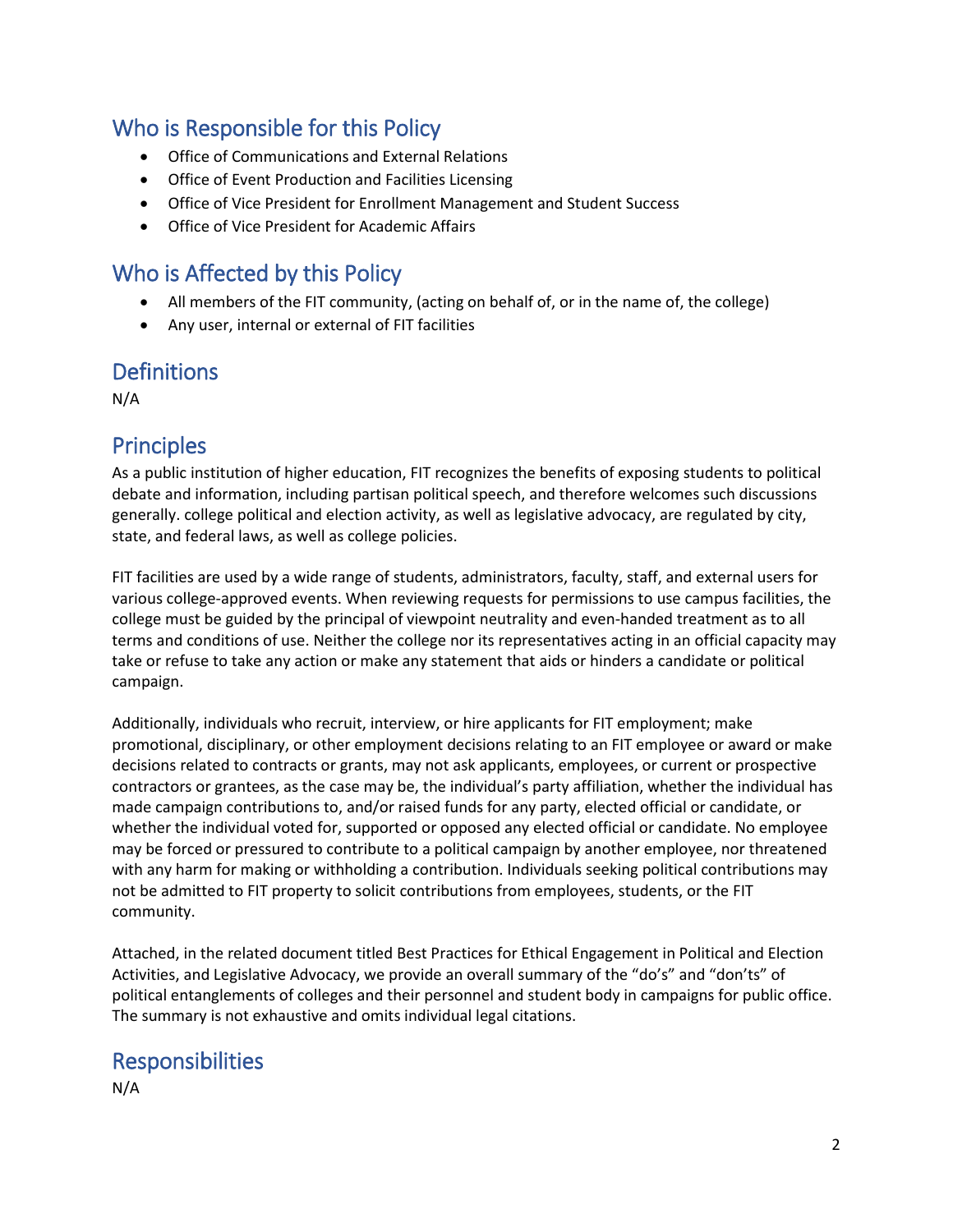## Who is Responsible for this Policy

- Office of Communications and External Relations
- Office of Event Production and Facilities Licensing
- Office of Vice President for Enrollment Management and Student Success
- Office of Vice President for Academic Affairs

## Who is Affected by this Policy

- All members of the FIT community, (acting on behalf of, or in the name of, the college)
- Any user, internal or external of FIT facilities

## Definitions

N/A

## Principles

As a public institution of higher education, FIT recognizes the benefits of exposing students to political debate and information, including partisan political speech, and therefore welcomes such discussions generally. college political and election activity, as well as legislative advocacy, are regulated by city, state, and federal laws, as well as college policies.

FIT facilities are used by a wide range of students, administrators, faculty, staff, and external users for various college-approved events. When reviewing requests for permissions to use campus facilities, the college must be guided by the principal of viewpoint neutrality and even-handed treatment as to all terms and conditions of use. Neither the college nor its representatives acting in an official capacity may take or refuse to take any action or make any statement that aids or hinders a candidate or political campaign.

Additionally, individuals who recruit, interview, or hire applicants for FIT employment; make promotional, disciplinary, or other employment decisions relating to an FIT employee or award or make decisions related to contracts or grants, may not ask applicants, employees, or current or prospective contractors or grantees, as the case may be, the individual's party affiliation, whether the individual has made campaign contributions to, and/or raised funds for any party, elected official or candidate, or whether the individual voted for, supported or opposed any elected official or candidate. No employee may be forced or pressured to contribute to a political campaign by another employee, nor threatened with any harm for making or withholding a contribution. Individuals seeking political contributions may not be admitted to FIT property to solicit contributions from employees, students, or the FIT community.

Attached, in the related document titled Best Practices for Ethical Engagement in Political and Election Activities, and Legislative Advocacy, we provide an overall summary of the "do's" and "don'ts" of political entanglements of colleges and their personnel and student body in campaigns for public office. The summary is not exhaustive and omits individual legal citations.

## Responsibilities

N/A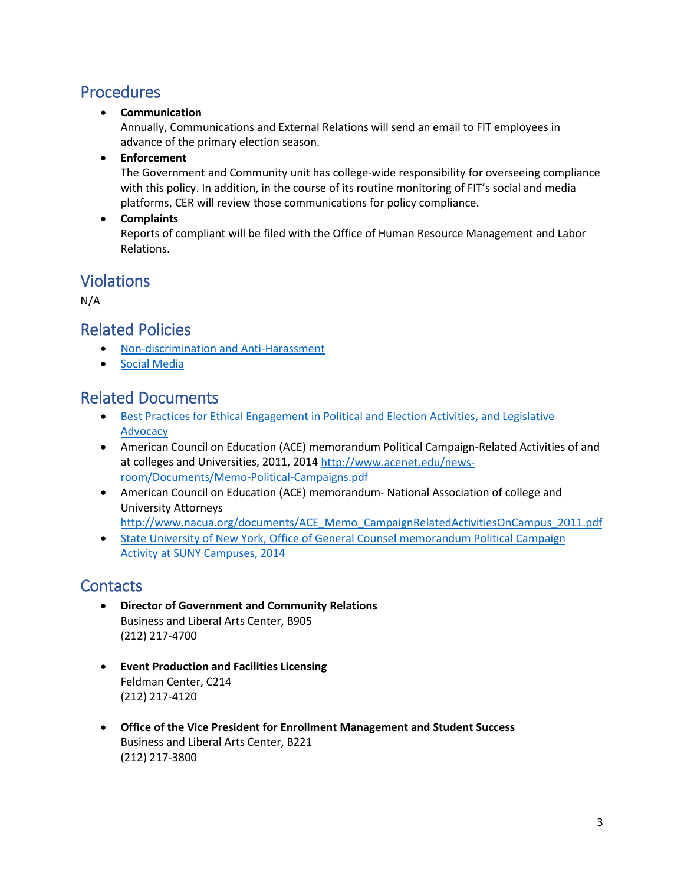## Procedures

- **Communication**
  Annually, Communications and External Relations will send an email to FIT employees in advance of the primary election season.
- **Enforcement**
  The Government and Community unit has college-wide responsibility for overseeing compliance with this policy. In addition, in the course of its routine monitoring of FIT's social and media platforms, CER will review those communications for policy compliance.
- **Complaints**
  Reports of compliant will be filed with the Office of Human Resource Management and Labor Relations.

## Violations

N/A

## Related Policies

- Non-discrimination and Anti-Harassment
- Social Media

## Related Documents

- Best Practices for Ethical Engagement in Political and Election Activities, and Legislative Advocacy
- American Council on Education (ACE) memorandum Political Campaign-Related Activities of and at colleges and Universities, 2011, 2014 http://www.acenet.edu/news-room/Documents/Memo-Political-Campaigns.pdf
- American Council on Education (ACE) memorandum- National Association of college and University Attorneys http://www.nacua.org/documents/ACE_Memo_CampaignRelatedActivitiesOnCampus_2011.pdf
- State University of New York, Office of General Counsel memorandum Political Campaign Activity at SUNY Campuses, 2014

## Contacts

- **Director of Government and Community Relations**
  Business and Liberal Arts Center, B905
  (212) 217-4700

- **Event Production and Facilities Licensing**
  Feldman Center, C214
  (212) 217-4120

- **Office of the Vice President for Enrollment Management and Student Success**
  Business and Liberal Arts Center, B221
  (212) 217-3800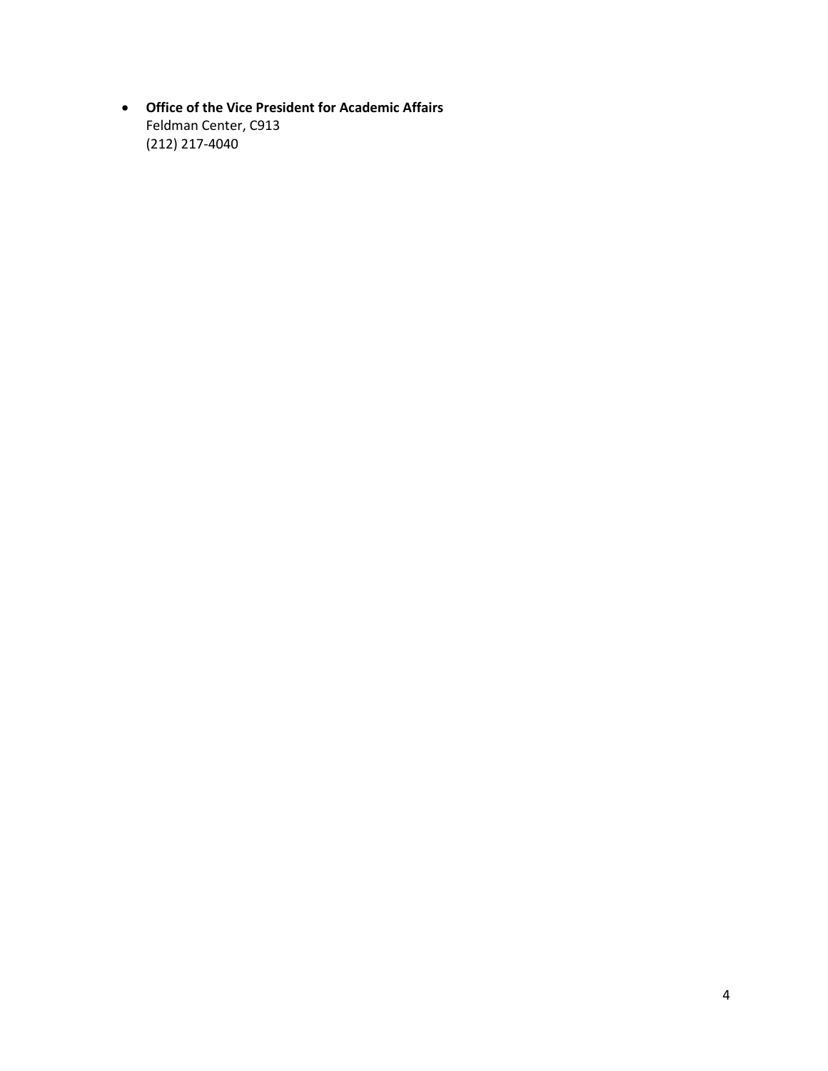- **Office of the Vice President for Academic Affairs**
  Feldman Center, C913
  (212) 217-4040